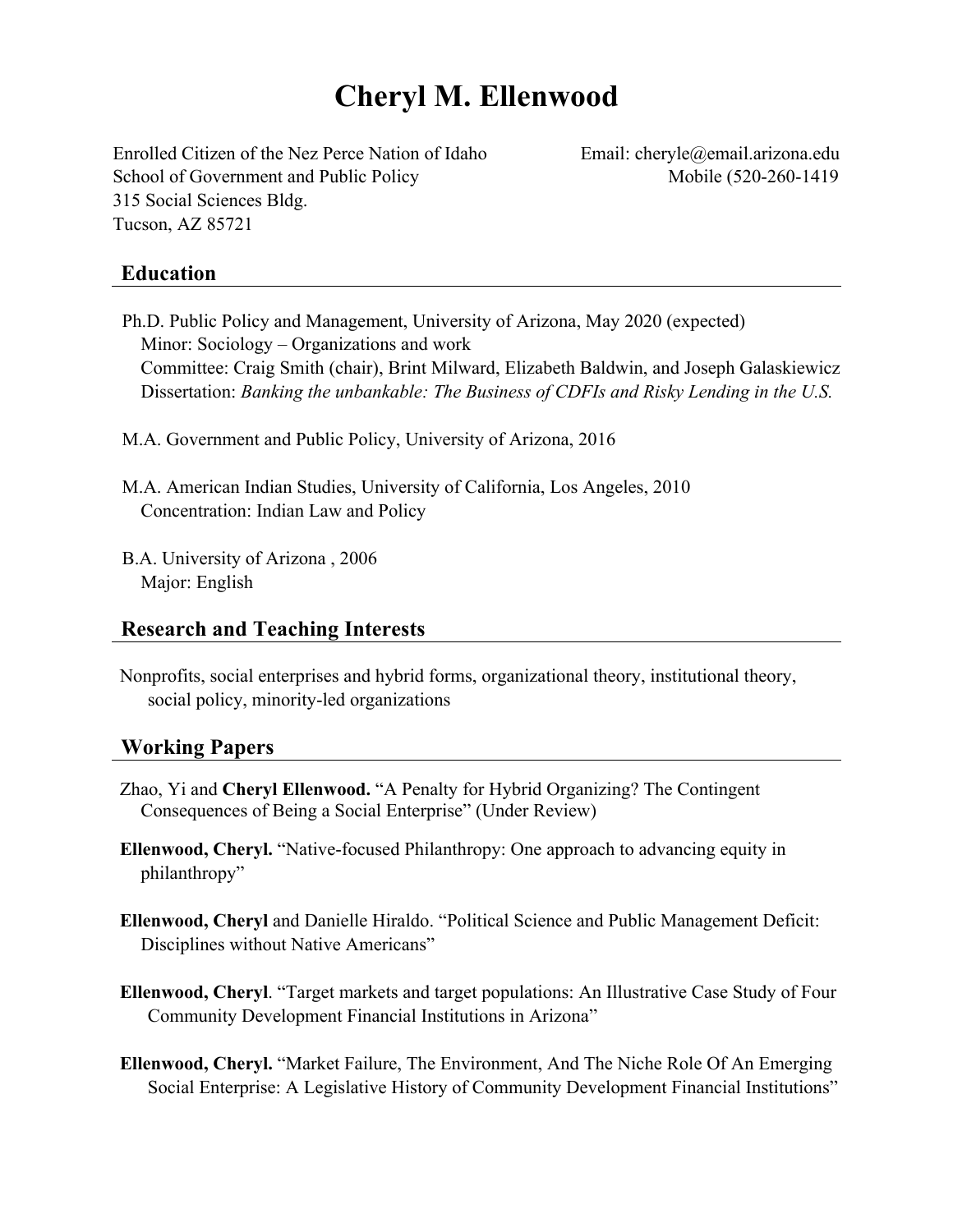# Cheryl M. Ellenwood

Enrolled Citizen of the Nez Perce Nation of Idaho
School of Government and Public Policy
315 Social Sciences Bldg.
Tucson, AZ 85721

Email: cheryle@email.arizona.edu
Mobile (520-260-1419

## Education

Ph.D. Public Policy and Management, University of Arizona, May 2020 (expected)
Minor: Sociology – Organizations and work
Committee: Craig Smith (chair), Brint Milward, Elizabeth Baldwin, and Joseph Galaskiewicz
Dissertation: *Banking the unbankable: The Business of CDFIs and Risky Lending in the U.S.*

M.A. Government and Public Policy, University of Arizona, 2016

M.A. American Indian Studies, University of California, Los Angeles, 2010
Concentration: Indian Law and Policy

B.A. University of Arizona , 2006
Major: English

## Research and Teaching Interests

Nonprofits, social enterprises and hybrid forms, organizational theory, institutional theory, social policy, minority-led organizations

## Working Papers

Zhao, Yi and **Cheryl Ellenwood.** "A Penalty for Hybrid Organizing? The Contingent Consequences of Being a Social Enterprise" (Under Review)

**Ellenwood, Cheryl.** "Native-focused Philanthropy: One approach to advancing equity in philanthropy"

**Ellenwood, Cheryl** and Danielle Hiraldo. "Political Science and Public Management Deficit: Disciplines without Native Americans"

**Ellenwood, Cheryl**. "Target markets and target populations: An Illustrative Case Study of Four Community Development Financial Institutions in Arizona"

**Ellenwood, Cheryl.** "Market Failure, The Environment, And The Niche Role Of An Emerging Social Enterprise: A Legislative History of Community Development Financial Institutions"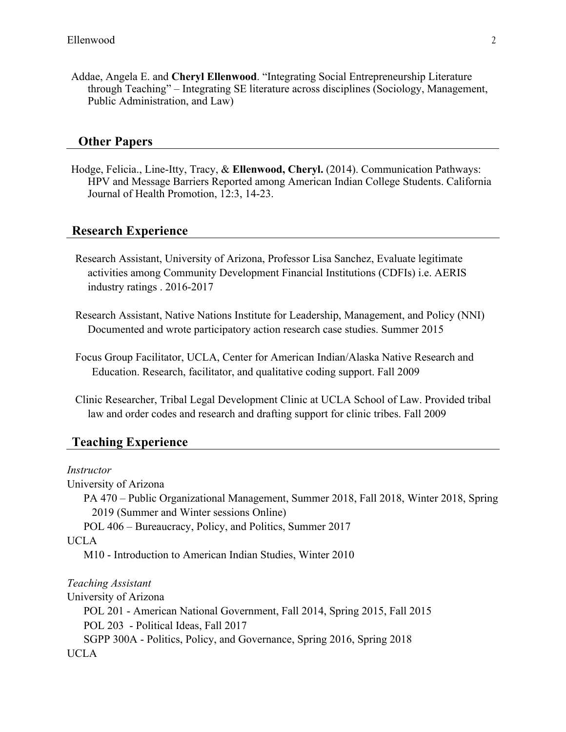Addae, Angela E. and **Cheryl Ellenwood**. "Integrating Social Entrepreneurship Literature through Teaching" – Integrating SE literature across disciplines (Sociology, Management, Public Administration, and Law)

## Other Papers

Hodge, Felicia., Line-Itty, Tracy, & **Ellenwood, Cheryl.** (2014). Communication Pathways: HPV and Message Barriers Reported among American Indian College Students. California Journal of Health Promotion, 12:3, 14-23.

## Research Experience

Research Assistant, University of Arizona, Professor Lisa Sanchez, Evaluate legitimate activities among Community Development Financial Institutions (CDFIs) i.e. AERIS industry ratings . 2016-2017

Research Assistant, Native Nations Institute for Leadership, Management, and Policy (NNI) Documented and wrote participatory action research case studies. Summer 2015

Focus Group Facilitator, UCLA, Center for American Indian/Alaska Native Research and Education. Research, facilitator, and qualitative coding support. Fall 2009

Clinic Researcher, Tribal Legal Development Clinic at UCLA School of Law. Provided tribal law and order codes and research and drafting support for clinic tribes. Fall 2009

## Teaching Experience

*Instructor*

University of Arizona

- PA 470 – Public Organizational Management, Summer 2018, Fall 2018, Winter 2018, Spring 2019 (Summer and Winter sessions Online)
- POL 406 – Bureaucracy, Policy, and Politics, Summer 2017

UCLA

- M10 - Introduction to American Indian Studies, Winter 2010

*Teaching Assistant*

University of Arizona

- POL 201 - American National Government, Fall 2014, Spring 2015, Fall 2015
- POL 203 - Political Ideas, Fall 2017
- SGPP 300A - Politics, Policy, and Governance, Spring 2016, Spring 2018

UCLA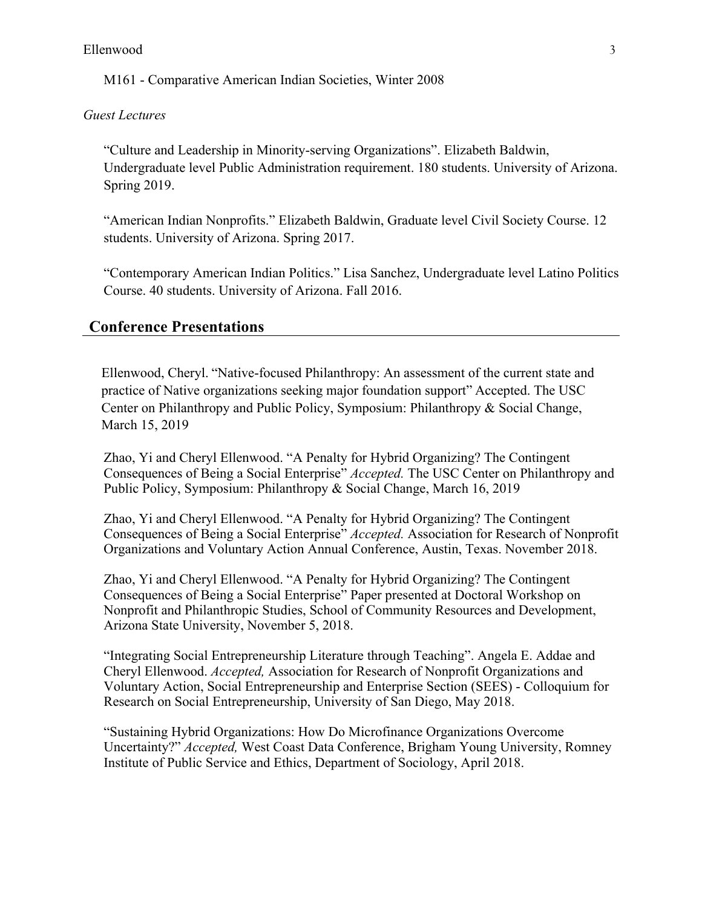M161 - Comparative American Indian Societies, Winter 2008

*Guest Lectures*

"Culture and Leadership in Minority-serving Organizations". Elizabeth Baldwin, Undergraduate level Public Administration requirement. 180 students. University of Arizona. Spring 2019.

"American Indian Nonprofits." Elizabeth Baldwin, Graduate level Civil Society Course. 12 students. University of Arizona. Spring 2017.

"Contemporary American Indian Politics." Lisa Sanchez, Undergraduate level Latino Politics Course. 40 students. University of Arizona. Fall 2016.

## Conference Presentations

Ellenwood, Cheryl. "Native-focused Philanthropy: An assessment of the current state and practice of Native organizations seeking major foundation support" Accepted. The USC Center on Philanthropy and Public Policy, Symposium: Philanthropy & Social Change, March 15, 2019

Zhao, Yi and Cheryl Ellenwood. "A Penalty for Hybrid Organizing? The Contingent Consequences of Being a Social Enterprise" *Accepted.* The USC Center on Philanthropy and Public Policy, Symposium: Philanthropy & Social Change, March 16, 2019

Zhao, Yi and Cheryl Ellenwood. "A Penalty for Hybrid Organizing? The Contingent Consequences of Being a Social Enterprise" *Accepted.* Association for Research of Nonprofit Organizations and Voluntary Action Annual Conference, Austin, Texas. November 2018.

Zhao, Yi and Cheryl Ellenwood. "A Penalty for Hybrid Organizing? The Contingent Consequences of Being a Social Enterprise" Paper presented at Doctoral Workshop on Nonprofit and Philanthropic Studies, School of Community Resources and Development, Arizona State University, November 5, 2018.

"Integrating Social Entrepreneurship Literature through Teaching". Angela E. Addae and Cheryl Ellenwood. *Accepted,* Association for Research of Nonprofit Organizations and Voluntary Action, Social Entrepreneurship and Enterprise Section (SEES) - Colloquium for Research on Social Entrepreneurship, University of San Diego, May 2018.

"Sustaining Hybrid Organizations: How Do Microfinance Organizations Overcome Uncertainty?" *Accepted,* West Coast Data Conference, Brigham Young University, Romney Institute of Public Service and Ethics, Department of Sociology, April 2018.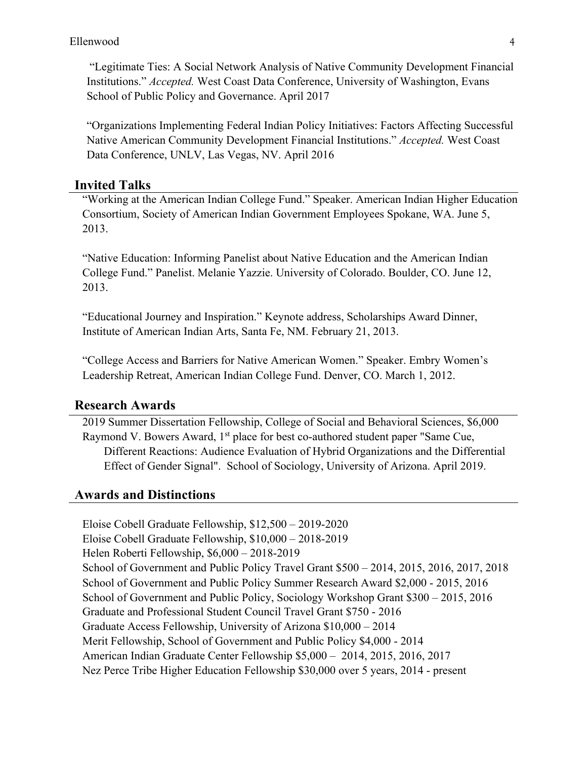"Legitimate Ties: A Social Network Analysis of Native Community Development Financial Institutions." *Accepted.* West Coast Data Conference, University of Washington, Evans School of Public Policy and Governance. April 2017

"Organizations Implementing Federal Indian Policy Initiatives: Factors Affecting Successful Native American Community Development Financial Institutions." *Accepted.* West Coast Data Conference, UNLV, Las Vegas, NV. April 2016

## Invited Talks

"Working at the American Indian College Fund." Speaker. American Indian Higher Education Consortium, Society of American Indian Government Employees Spokane, WA. June 5, 2013.

"Native Education: Informing Panelist about Native Education and the American Indian College Fund." Panelist. Melanie Yazzie. University of Colorado. Boulder, CO. June 12, 2013.

"Educational Journey and Inspiration." Keynote address, Scholarships Award Dinner, Institute of American Indian Arts, Santa Fe, NM. February 21, 2013.

"College Access and Barriers for Native American Women." Speaker. Embry Women's Leadership Retreat, American Indian College Fund. Denver, CO. March 1, 2012.

## Research Awards

2019 Summer Dissertation Fellowship, College of Social and Behavioral Sciences, $6,000

Raymond V. Bowers Award, 1st place for best co-authored student paper "Same Cue, Different Reactions: Audience Evaluation of Hybrid Organizations and the Differential Effect of Gender Signal". School of Sociology, University of Arizona. April 2019.

## Awards and Distinctions

Eloise Cobell Graduate Fellowship, $12,500 – 2019-2020  
Eloise Cobell Graduate Fellowship, $10,000 – 2018-2019  
Helen Roberti Fellowship, $6,000 – 2018-2019  
School of Government and Public Policy Travel Grant $500 – 2014, 2015, 2016, 2017, 2018  
School of Government and Public Policy Summer Research Award $2,000 - 2015, 2016  
School of Government and Public Policy, Sociology Workshop Grant $300 – 2015, 2016  
Graduate and Professional Student Council Travel Grant $750 - 2016  
Graduate Access Fellowship, University of Arizona $10,000 – 2014  
Merit Fellowship, School of Government and Public Policy $4,000 - 2014  
American Indian Graduate Center Fellowship $5,000 – 2014, 2015, 2016, 2017  
Nez Perce Tribe Higher Education Fellowship $30,000 over 5 years, 2014 - present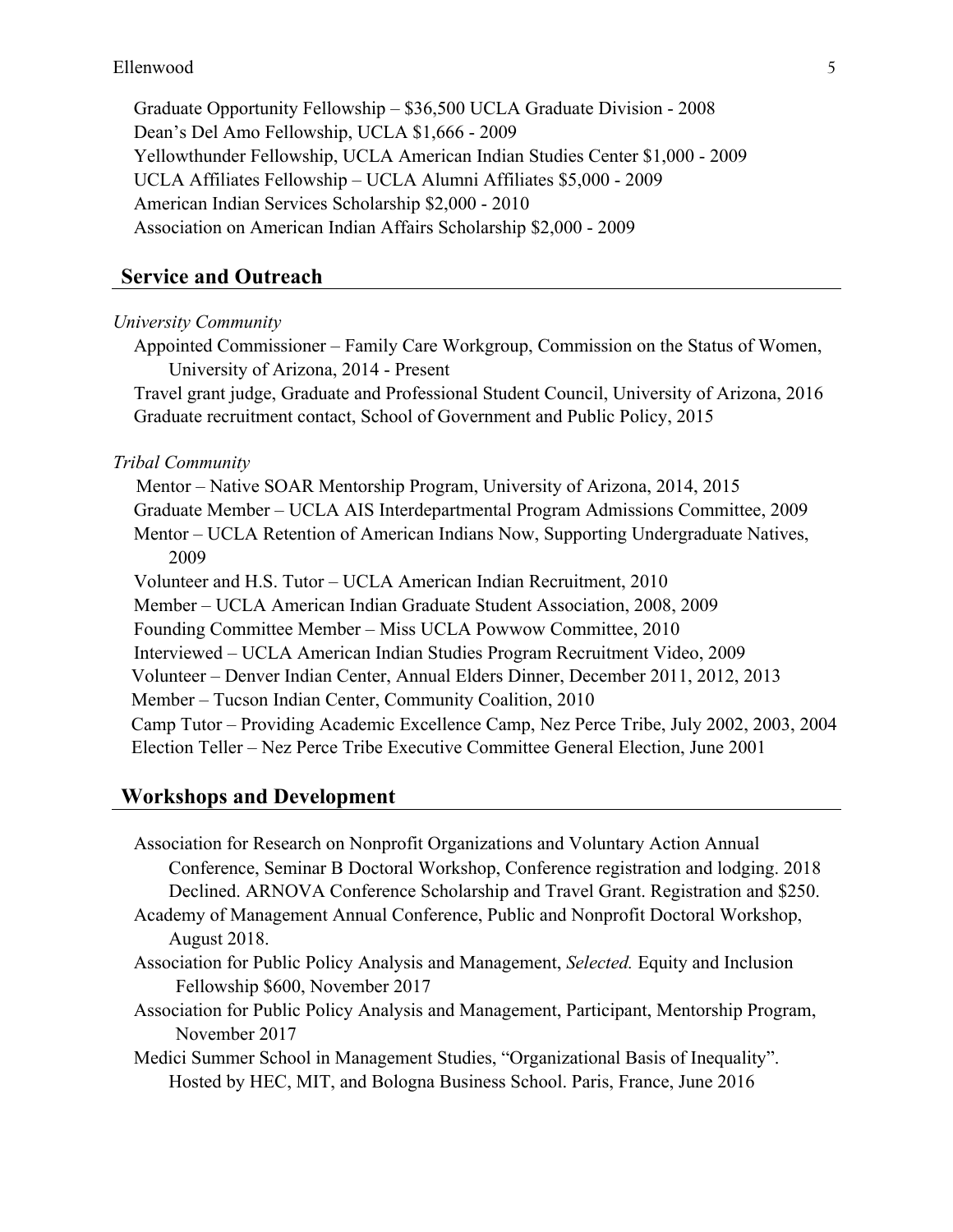Graduate Opportunity Fellowship – $36,500 UCLA Graduate Division - 2008
Dean's Del Amo Fellowship, UCLA $1,666 - 2009
Yellowthunder Fellowship, UCLA American Indian Studies Center $1,000 - 2009
UCLA Affiliates Fellowship – UCLA Alumni Affiliates $5,000 - 2009
American Indian Services Scholarship $2,000 - 2010
Association on American Indian Affairs Scholarship $2,000 - 2009

## Service and Outreach

*University Community*

Appointed Commissioner – Family Care Workgroup, Commission on the Status of Women, University of Arizona, 2014 - Present
Travel grant judge, Graduate and Professional Student Council, University of Arizona, 2016
Graduate recruitment contact, School of Government and Public Policy, 2015

*Tribal Community*

Mentor – Native SOAR Mentorship Program, University of Arizona, 2014, 2015
Graduate Member – UCLA AIS Interdepartmental Program Admissions Committee, 2009
Mentor – UCLA Retention of American Indians Now, Supporting Undergraduate Natives, 2009
Volunteer and H.S. Tutor – UCLA American Indian Recruitment, 2010
Member – UCLA American Indian Graduate Student Association, 2008, 2009
Founding Committee Member – Miss UCLA Powwow Committee, 2010
Interviewed – UCLA American Indian Studies Program Recruitment Video, 2009
Volunteer – Denver Indian Center, Annual Elders Dinner, December 2011, 2012, 2013
Member – Tucson Indian Center, Community Coalition, 2010
Camp Tutor – Providing Academic Excellence Camp, Nez Perce Tribe, July 2002, 2003, 2004
Election Teller – Nez Perce Tribe Executive Committee General Election, June 2001

## Workshops and Development

Association for Research on Nonprofit Organizations and Voluntary Action Annual Conference, Seminar B Doctoral Workshop, Conference registration and lodging. 2018 Declined. ARNOVA Conference Scholarship and Travel Grant. Registration and $250.
Academy of Management Annual Conference, Public and Nonprofit Doctoral Workshop, August 2018.
Association for Public Policy Analysis and Management, *Selected.* Equity and Inclusion Fellowship $600, November 2017
Association for Public Policy Analysis and Management, Participant, Mentorship Program, November 2017
Medici Summer School in Management Studies, "Organizational Basis of Inequality". Hosted by HEC, MIT, and Bologna Business School. Paris, France, June 2016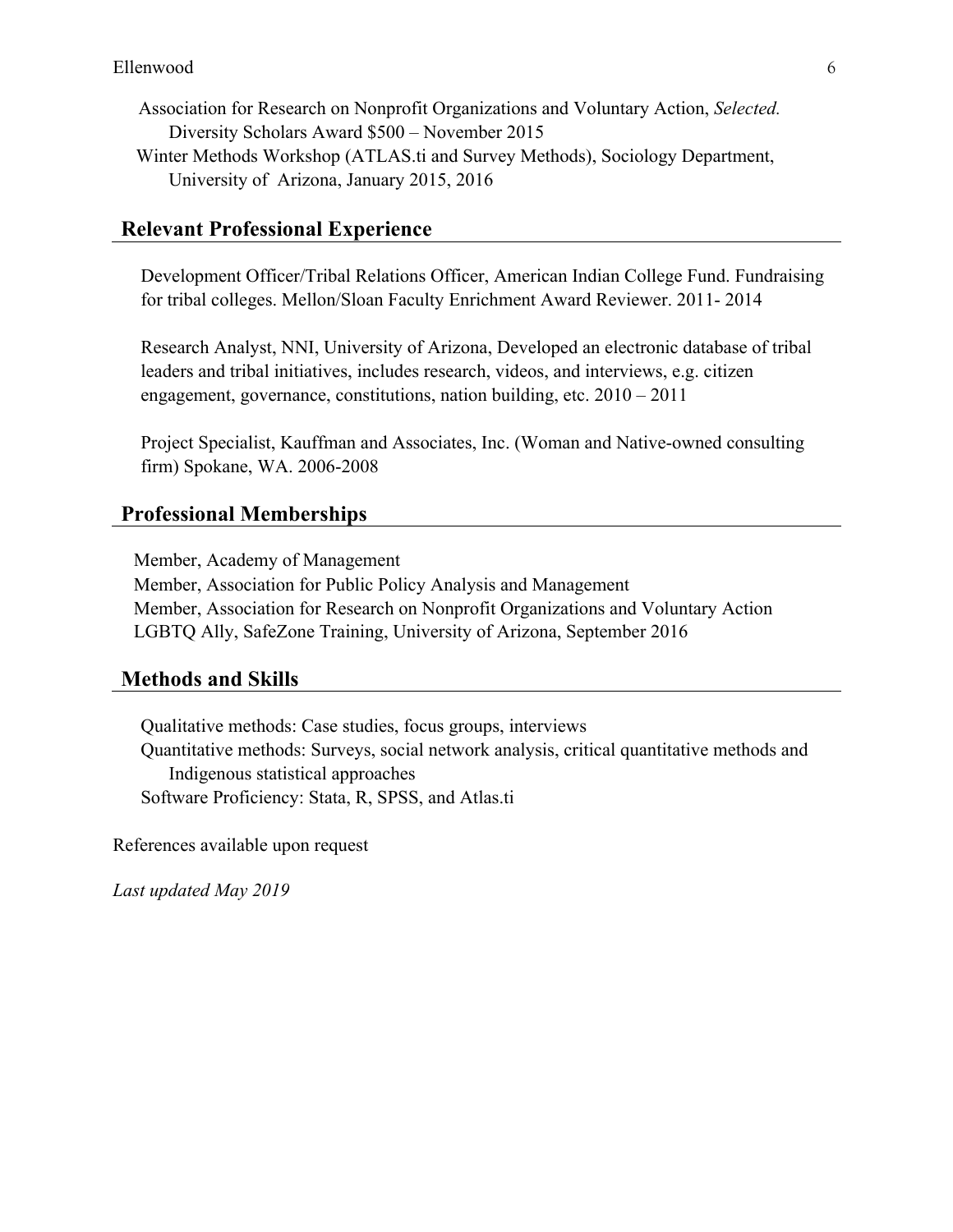Association for Research on Nonprofit Organizations and Voluntary Action, *Selected.* Diversity Scholars Award $500 – November 2015

Winter Methods Workshop (ATLAS.ti and Survey Methods), Sociology Department, University of Arizona, January 2015, 2016

## Relevant Professional Experience

Development Officer/Tribal Relations Officer, American Indian College Fund. Fundraising for tribal colleges. Mellon/Sloan Faculty Enrichment Award Reviewer. 2011- 2014

Research Analyst, NNI, University of Arizona, Developed an electronic database of tribal leaders and tribal initiatives, includes research, videos, and interviews, e.g. citizen engagement, governance, constitutions, nation building, etc. 2010 – 2011

Project Specialist, Kauffman and Associates, Inc. (Woman and Native-owned consulting firm) Spokane, WA. 2006-2008

## Professional Memberships

Member, Academy of Management

Member, Association for Public Policy Analysis and Management

Member, Association for Research on Nonprofit Organizations and Voluntary Action

LGBTQ Ally, SafeZone Training, University of Arizona, September 2016

## Methods and Skills

Qualitative methods: Case studies, focus groups, interviews

Quantitative methods: Surveys, social network analysis, critical quantitative methods and Indigenous statistical approaches

Software Proficiency: Stata, R, SPSS, and Atlas.ti

References available upon request

*Last updated May 2019*